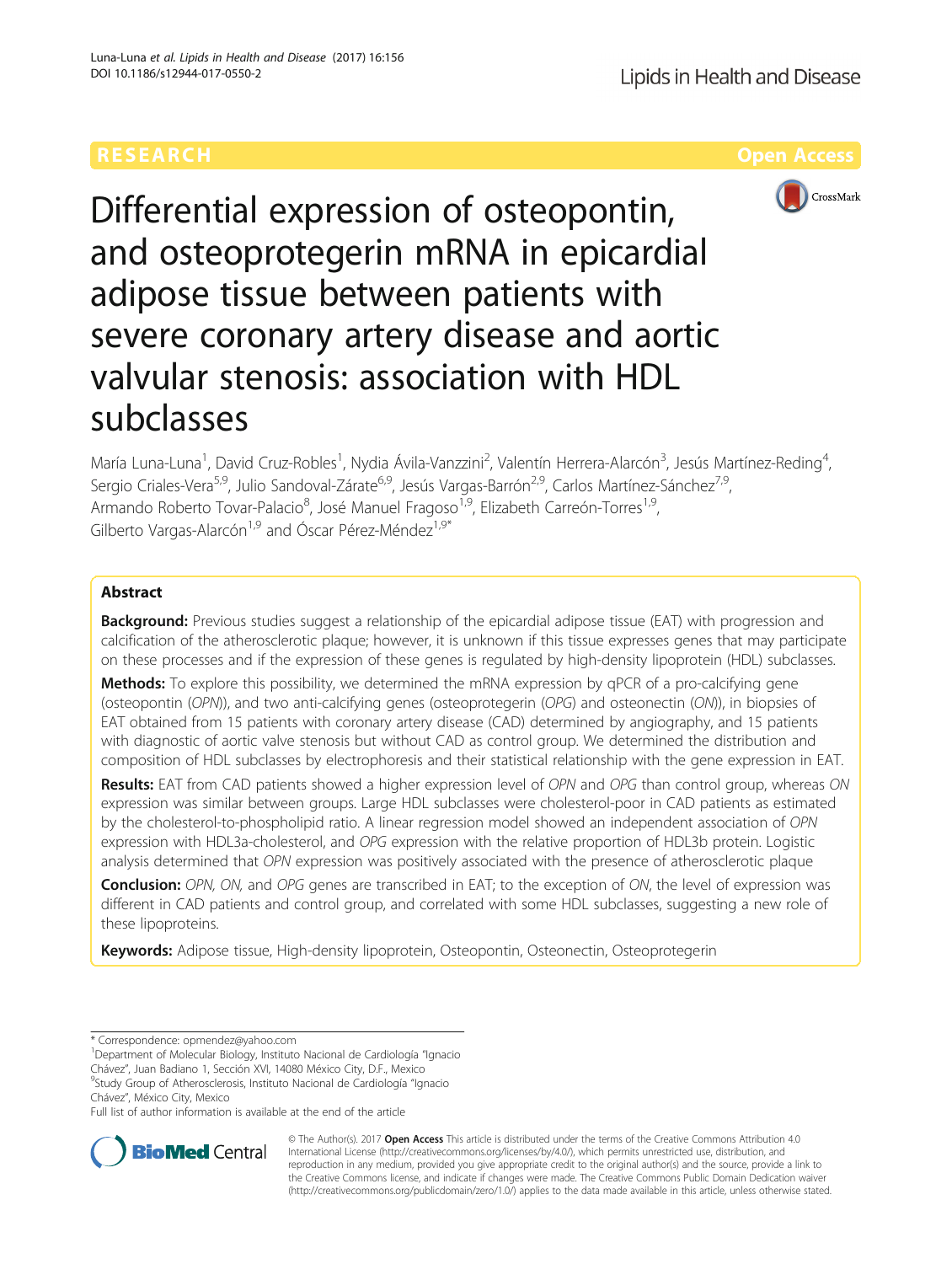RESEARCH Open Access

# Differential expression of osteopontin, and osteoprotegerin mRNA in epicardial adipose tissue between patients with severe coronary artery disease and aortic valvular stenosis: association with HDL subclasses

María Luna-Luna[1], David Cruz-Robles[1], Nydia Ávila-Vanzzini[2], Valentín Herrera-Alarcón[3], Jesús Martínez-Reding[4], Sergio Criales-Vera[5,9], Julio Sandoval-Zárate[6,9], Jesús Vargas-Barrón[2,9], Carlos Martínez-Sánchez[7,9], Armando Roberto Tovar-Palacio[8], José Manuel Fragoso[1,9], Elizabeth Carreón-Torres[1,9], Gilberto Vargas-Alarcón[1,9] and Óscar Pérez-Méndez[1,9*]

## Abstract

**Background:** Previous studies suggest a relationship of the epicardial adipose tissue (EAT) with progression and calcification of the atherosclerotic plaque; however, it is unknown if this tissue expresses genes that may participate on these processes and if the expression of these genes is regulated by high-density lipoprotein (HDL) subclasses.

**Methods:** To explore this possibility, we determined the mRNA expression by qPCR of a pro-calcifying gene (osteopontin (*OPN*)), and two anti-calcifying genes (osteoprotegerin (*OPG*) and osteonectin (*ON*)), in biopsies of EAT obtained from 15 patients with coronary artery disease (CAD) determined by angiography, and 15 patients with diagnostic of aortic valve stenosis but without CAD as control group. We determined the distribution and composition of HDL subclasses by electrophoresis and their statistical relationship with the gene expression in EAT.

**Results:** EAT from CAD patients showed a higher expression level of *OPN* and *OPG* than control group, whereas *ON* expression was similar between groups. Large HDL subclasses were cholesterol-poor in CAD patients as estimated by the cholesterol-to-phospholipid ratio. A linear regression model showed an independent association of *OPN* expression with HDL3a-cholesterol, and *OPG* expression with the relative proportion of HDL3b protein. Logistic analysis determined that *OPN* expression was positively associated with the presence of atherosclerotic plaque

**Conclusion:** *OPN, ON,* and *OPG* genes are transcribed in EAT; to the exception of *ON*, the level of expression was different in CAD patients and control group, and correlated with some HDL subclasses, suggesting a new role of these lipoproteins.

**Keywords:** Adipose tissue, High-density lipoprotein, Osteopontin, Osteonectin, Osteoprotegerin

---

* Correspondence: opmendez@yahoo.com

[1]Department of Molecular Biology, Instituto Nacional de Cardiología "Ignacio Chávez", Juan Badiano 1, Sección XVI, 14080 México City, D.F., Mexico

[9]Study Group of Atherosclerosis, Instituto Nacional de Cardiología "Ignacio Chávez", México City, Mexico

Full list of author information is available at the end of the article

© The Author(s). 2017 **Open Access** This article is distributed under the terms of the Creative Commons Attribution 4.0 International License (http://creativecommons.org/licenses/by/4.0/), which permits unrestricted use, distribution, and reproduction in any medium, provided you give appropriate credit to the original author(s) and the source, provide a link to the Creative Commons license, and indicate if changes were made. The Creative Commons Public Domain Dedication waiver (http://creativecommons.org/publicdomain/zero/1.0/) applies to the data made available in this article, unless otherwise stated.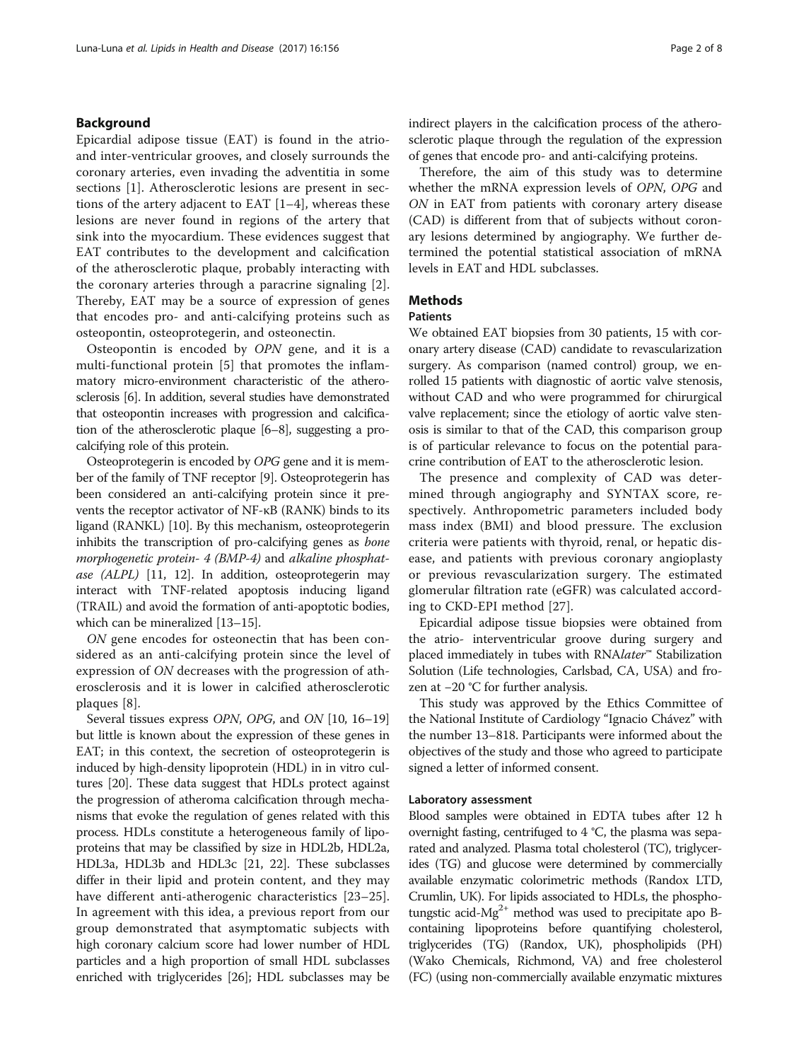## Background

Epicardial adipose tissue (EAT) is found in the atrio- and inter-ventricular grooves, and closely surrounds the coronary arteries, even invading the adventitia in some sections [1]. Atherosclerotic lesions are present in sections of the artery adjacent to EAT [1–4], whereas these lesions are never found in regions of the artery that sink into the myocardium. These evidences suggest that EAT contributes to the development and calcification of the atherosclerotic plaque, probably interacting with the coronary arteries through a paracrine signaling [2]. Thereby, EAT may be a source of expression of genes that encodes pro- and anti-calcifying proteins such as osteopontin, osteoprotegerin, and osteonectin.

Osteopontin is encoded by *OPN* gene, and it is a multi-functional protein [5] that promotes the inflammatory micro-environment characteristic of the atherosclerosis [6]. In addition, several studies have demonstrated that osteopontin increases with progression and calcification of the atherosclerotic plaque [6–8], suggesting a pro-calcifying role of this protein.

Osteoprotegerin is encoded by *OPG* gene and it is member of the family of TNF receptor [9]. Osteoprotegerin has been considered an anti-calcifying protein since it prevents the receptor activator of NF-κB (RANK) binds to its ligand (RANKL) [10]. By this mechanism, osteoprotegerin inhibits the transcription of pro-calcifying genes as *bone morphogenetic protein- 4 (BMP-4)* and *alkaline phosphatase (ALPL)* [11, 12]. In addition, osteoprotegerin may interact with TNF-related apoptosis inducing ligand (TRAIL) and avoid the formation of anti-apoptotic bodies, which can be mineralized [13–15].

*ON* gene encodes for osteonectin that has been considered as an anti-calcifying protein since the level of expression of *ON* decreases with the progression of atherosclerosis and it is lower in calcified atherosclerotic plaques [8].

Several tissues express *OPN*, *OPG*, and *ON* [10, 16–19] but little is known about the expression of these genes in EAT; in this context, the secretion of osteoprotegerin is induced by high-density lipoprotein (HDL) in in vitro cultures [20]. These data suggest that HDLs protect against the progression of atheroma calcification through mechanisms that evoke the regulation of genes related with this process. HDLs constitute a heterogeneous family of lipoproteins that may be classified by size in HDL2b, HDL2a, HDL3a, HDL3b and HDL3c [21, 22]. These subclasses differ in their lipid and protein content, and they may have different anti-atherogenic characteristics [23–25]. In agreement with this idea, a previous report from our group demonstrated that asymptomatic subjects with high coronary calcium score had lower number of HDL particles and a high proportion of small HDL subclasses enriched with triglycerides [26]; HDL subclasses may be indirect players in the calcification process of the atherosclerotic plaque through the regulation of the expression of genes that encode pro- and anti-calcifying proteins.

Therefore, the aim of this study was to determine whether the mRNA expression levels of *OPN*, *OPG* and *ON* in EAT from patients with coronary artery disease (CAD) is different from that of subjects without coronary lesions determined by angiography. We further determined the potential statistical association of mRNA levels in EAT and HDL subclasses.

## Methods

### Patients

We obtained EAT biopsies from 30 patients, 15 with coronary artery disease (CAD) candidate to revascularization surgery. As comparison (named control) group, we enrolled 15 patients with diagnostic of aortic valve stenosis, without CAD and who were programmed for chirurgical valve replacement; since the etiology of aortic valve stenosis is similar to that of the CAD, this comparison group is of particular relevance to focus on the potential paracrine contribution of EAT to the atherosclerotic lesion.

The presence and complexity of CAD was determined through angiography and SYNTAX score, respectively. Anthropometric parameters included body mass index (BMI) and blood pressure. The exclusion criteria were patients with thyroid, renal, or hepatic disease, and patients with previous coronary angioplasty or previous revascularization surgery. The estimated glomerular filtration rate (eGFR) was calculated according to CKD-EPI method [27].

Epicardial adipose tissue biopsies were obtained from the atrio- interventricular groove during surgery and placed immediately in tubes with RNA*later*™ Stabilization Solution (Life technologies, Carlsbad, CA, USA) and frozen at −20 °C for further analysis.

This study was approved by the Ethics Committee of the National Institute of Cardiology "Ignacio Chávez" with the number 13–818. Participants were informed about the objectives of the study and those who agreed to participate signed a letter of informed consent.

### Laboratory assessment

Blood samples were obtained in EDTA tubes after 12 h overnight fasting, centrifuged to 4 °C, the plasma was separated and analyzed. Plasma total cholesterol (TC), triglycerides (TG) and glucose were determined by commercially available enzymatic colorimetric methods (Randox LTD, Crumlin, UK). For lipids associated to HDLs, the phosphotungstic acid-$Mg^{2+}$ method was used to precipitate apo B-containing lipoproteins before quantifying cholesterol, triglycerides (TG) (Randox, UK), phospholipids (PH) (Wako Chemicals, Richmond, VA) and free cholesterol (FC) (using non-commercially available enzymatic mixtures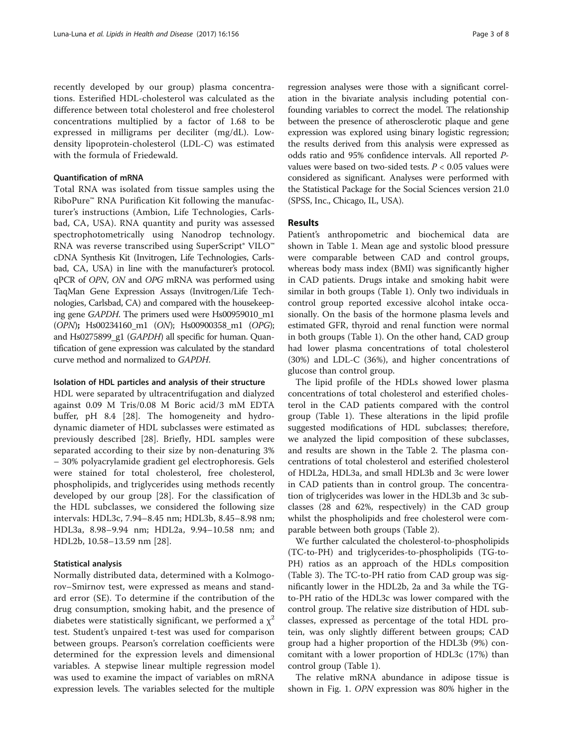recently developed by our group) plasma concentrations. Esterified HDL-cholesterol was calculated as the difference between total cholesterol and free cholesterol concentrations multiplied by a factor of 1.68 to be expressed in milligrams per deciliter (mg/dL). Low-density lipoprotein-cholesterol (LDL-C) was estimated with the formula of Friedewald.

### Quantification of mRNA

Total RNA was isolated from tissue samples using the RiboPure™ RNA Purification Kit following the manufacturer's instructions (Ambion, Life Technologies, Carlsbad, CA, USA). RNA quantity and purity was assessed spectrophotometrically using Nanodrop technology. RNA was reverse transcribed using SuperScript® VILO™ cDNA Synthesis Kit (Invitrogen, Life Technologies, Carlsbad, CA, USA) in line with the manufacturer's protocol. qPCR of *OPN*, *ON* and *OPG* mRNA was performed using TaqMan Gene Expression Assays (Invitrogen/Life Technologies, Carlsbad, CA) and compared with the housekeeping gene *GAPDH*. The primers used were Hs00959010_m1 (*OPN*); Hs00234160_m1 (*ON*); Hs00900358_m1 (*OPG*); and Hs0275899_g1 (*GAPDH*) all specific for human. Quantification of gene expression was calculated by the standard curve method and normalized to *GAPDH*.

### Isolation of HDL particles and analysis of their structure

HDL were separated by ultracentrifugation and dialyzed against 0.09 M Tris/0.08 M Boric acid/3 mM EDTA buffer, pH 8.4 [28]. The homogeneity and hydrodynamic diameter of HDL subclasses were estimated as previously described [28]. Briefly, HDL samples were separated according to their size by non-denaturing 3% – 30% polyacrylamide gradient gel electrophoresis. Gels were stained for total cholesterol, free cholesterol, phospholipids, and triglycerides using methods recently developed by our group [28]. For the classification of the HDL subclasses, we considered the following size intervals: HDL3c, 7.94–8.45 nm; HDL3b, 8.45–8.98 nm; HDL3a, 8.98–9.94 nm; HDL2a, 9.94–10.58 nm; and HDL2b, 10.58–13.59 nm [28].

### Statistical analysis

Normally distributed data, determined with a Kolmogorov–Smirnov test, were expressed as means and standard error (SE). To determine if the contribution of the drug consumption, smoking habit, and the presence of diabetes were statistically significant, we performed a $\chi^2$ test. Student's unpaired t-test was used for comparison between groups. Pearson's correlation coefficients were determined for the expression levels and dimensional variables. A stepwise linear multiple regression model was used to examine the impact of variables on mRNA expression levels. The variables selected for the multiple regression analyses were those with a significant correlation in the bivariate analysis including potential confounding variables to correct the model. The relationship between the presence of atherosclerotic plaque and gene expression was explored using binary logistic regression; the results derived from this analysis were expressed as odds ratio and 95% confidence intervals. All reported *P*-values were based on two-sided tests. $P < 0.05$ values were considered as significant. Analyses were performed with the Statistical Package for the Social Sciences version 21.0 (SPSS, Inc., Chicago, IL, USA).

## Results

Patient's anthropometric and biochemical data are shown in Table 1. Mean age and systolic blood pressure were comparable between CAD and control groups, whereas body mass index (BMI) was significantly higher in CAD patients. Drugs intake and smoking habit were similar in both groups (Table 1). Only two individuals in control group reported excessive alcohol intake occasionally. On the basis of the hormone plasma levels and estimated GFR, thyroid and renal function were normal in both groups (Table 1). On the other hand, CAD group had lower plasma concentrations of total cholesterol (30%) and LDL-C (36%), and higher concentrations of glucose than control group.

The lipid profile of the HDLs showed lower plasma concentrations of total cholesterol and esterified cholesterol in the CAD patients compared with the control group (Table 1). These alterations in the lipid profile suggested modifications of HDL subclasses; therefore, we analyzed the lipid composition of these subclasses, and results are shown in the Table 2. The plasma concentrations of total cholesterol and esterified cholesterol of HDL2a, HDL3a, and small HDL3b and 3c were lower in CAD patients than in control group. The concentration of triglycerides was lower in the HDL3b and 3c subclasses (28 and 62%, respectively) in the CAD group whilst the phospholipids and free cholesterol were comparable between both groups (Table 2).

We further calculated the cholesterol-to-phospholipids (TC-to-PH) and triglycerides-to-phospholipids (TG-to-PH) ratios as an approach of the HDLs composition (Table 3). The TC-to-PH ratio from CAD group was significantly lower in the HDL2b, 2a and 3a while the TG-to-PH ratio of the HDL3c was lower compared with the control group. The relative size distribution of HDL subclasses, expressed as percentage of the total HDL protein, was only slightly different between groups; CAD group had a higher proportion of the HDL3b (9%) concomitant with a lower proportion of HDL3c (17%) than control group (Table 1).

The relative mRNA abundance in adipose tissue is shown in Fig. 1. *OPN* expression was 80% higher in the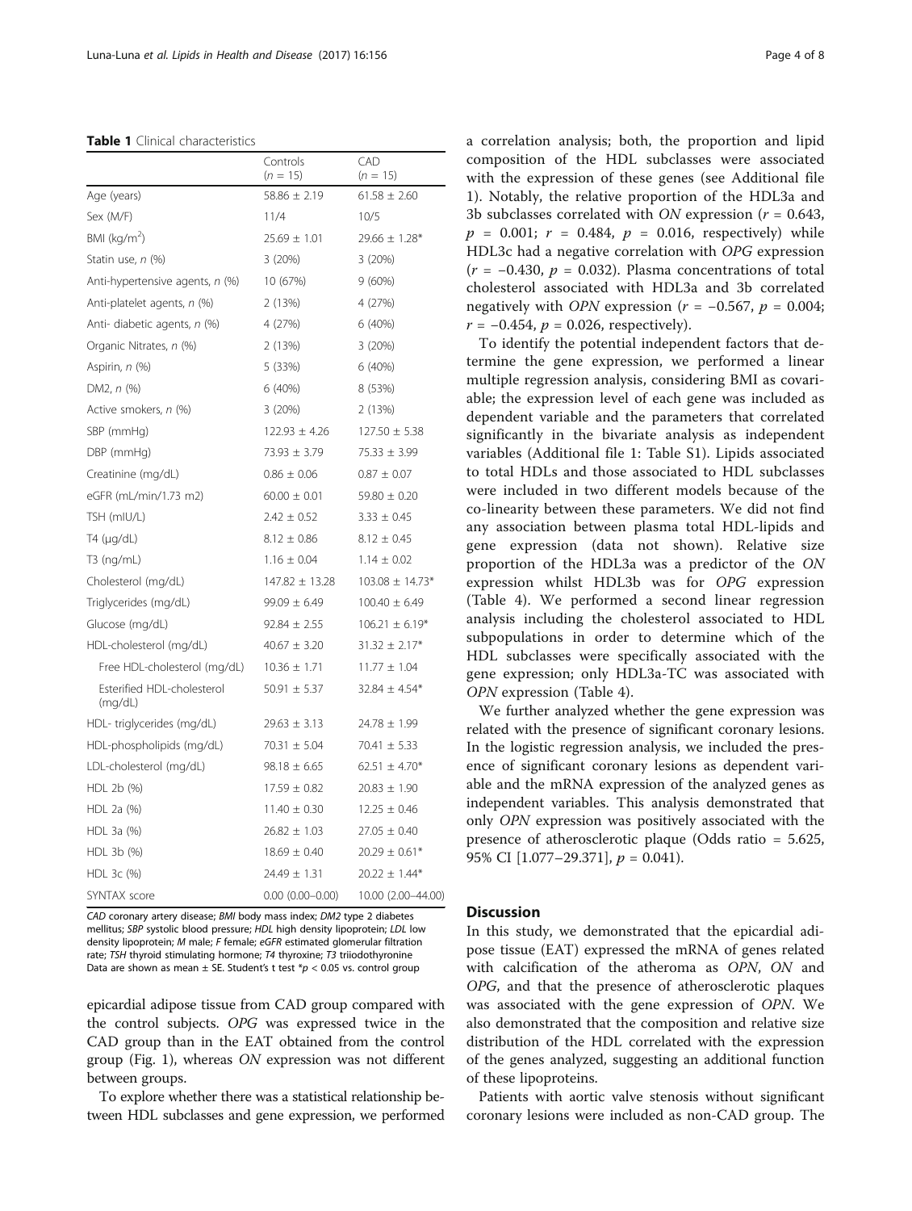**Table 1** Clinical characteristics

| | Controls ($n$ = 15) | CAD ($n$ = 15) |
|---|---|---|
| Age (years) | 58.86 ± 2.19 | 61.58 ± 2.60 |
| Sex (M/F) | 11/4 | 10/5 |
| BMI (kg/m$^2$) | 25.69 ± 1.01 | 29.66 ± 1.28* |
| Statin use, $n$ (%) | 3 (20%) | 3 (20%) |
| Anti-hypertensive agents, $n$ (%) | 10 (67%) | 9 (60%) |
| Anti-platelet agents, $n$ (%) | 2 (13%) | 4 (27%) |
| Anti- diabetic agents, $n$ (%) | 4 (27%) | 6 (40%) |
| Organic Nitrates, $n$ (%) | 2 (13%) | 3 (20%) |
| Aspirin, $n$ (%) | 5 (33%) | 6 (40%) |
| DM2, $n$ (%) | 6 (40%) | 8 (53%) |
| Active smokers, $n$ (%) | 3 (20%) | 2 (13%) |
| SBP (mmHg) | 122.93 ± 4.26 | 127.50 ± 5.38 |
| DBP (mmHg) | 73.93 ± 3.79 | 75.33 ± 3.99 |
| Creatinine (mg/dL) | 0.86 ± 0.06 | 0.87 ± 0.07 |
| eGFR (mL/min/1.73 m2) | 60.00 ± 0.01 | 59.80 ± 0.20 |
| TSH (mIU/L) | 2.42 ± 0.52 | 3.33 ± 0.45 |
| T4 (μg/dL) | 8.12 ± 0.86 | 8.12 ± 0.45 |
| T3 (ng/mL) | 1.16 ± 0.04 | 1.14 ± 0.02 |
| Cholesterol (mg/dL) | 147.82 ± 13.28 | 103.08 ± 14.73* |
| Triglycerides (mg/dL) | 99.09 ± 6.49 | 100.40 ± 6.49 |
| Glucose (mg/dL) | 92.84 ± 2.55 | 106.21 ± 6.19* |
| HDL-cholesterol (mg/dL) | 40.67 ± 3.20 | 31.32 ± 2.17* |
| Free HDL-cholesterol (mg/dL) | 10.36 ± 1.71 | 11.77 ± 1.04 |
| Esterified HDL-cholesterol (mg/dL) | 50.91 ± 5.37 | 32.84 ± 4.54* |
| HDL- triglycerides (mg/dL) | 29.63 ± 3.13 | 24.78 ± 1.99 |
| HDL-phospholipids (mg/dL) | 70.31 ± 5.04 | 70.41 ± 5.33 |
| LDL-cholesterol (mg/dL) | 98.18 ± 6.65 | 62.51 ± 4.70* |
| HDL 2b (%) | 17.59 ± 0.82 | 20.83 ± 1.90 |
| HDL 2a (%) | 11.40 ± 0.30 | 12.25 ± 0.46 |
| HDL 3a (%) | 26.82 ± 1.03 | 27.05 ± 0.40 |
| HDL 3b (%) | 18.69 ± 0.40 | 20.29 ± 0.61* |
| HDL 3c (%) | 24.49 ± 1.31 | 20.22 ± 1.44* |
| SYNTAX score | 0.00 (0.00–0.00) | 10.00 (2.00–44.00) |

*CAD* coronary artery disease; *BMI* body mass index; *DM2* type 2 diabetes mellitus; *SBP* systolic blood pressure; *HDL* high density lipoprotein; *LDL* low density lipoprotein; *M* male; *F* female; *eGFR* estimated glomerular filtration rate; *TSH* thyroid stimulating hormone; *T4* thyroxine; *T3* triiodothyronine
Data are shown as mean ± SE. Student's t test *$p$ < 0.05 vs. control group

epicardial adipose tissue from CAD group compared with the control subjects. *OPG* was expressed twice in the CAD group than in the EAT obtained from the control group (Fig. 1), whereas *ON* expression was not different between groups.

To explore whether there was a statistical relationship between HDL subclasses and gene expression, we performed a correlation analysis; both, the proportion and lipid composition of the HDL subclasses were associated with the expression of these genes (see Additional file 1). Notably, the relative proportion of the HDL3a and 3b subclasses correlated with *ON* expression ($r$ = 0.643, $p$ = 0.001; $r$ = 0.484, $p$ = 0.016, respectively) while HDL3c had a negative correlation with *OPG* expression ($r$ = −0.430, $p$ = 0.032). Plasma concentrations of total cholesterol associated with HDL3a and 3b correlated negatively with *OPN* expression ($r$ = −0.567, $p$ = 0.004; $r$ = −0.454, $p$ = 0.026, respectively).

To identify the potential independent factors that determine the gene expression, we performed a linear multiple regression analysis, considering BMI as covariable; the expression level of each gene was included as dependent variable and the parameters that correlated significantly in the bivariate analysis as independent variables (Additional file 1: Table S1). Lipids associated to total HDLs and those associated to HDL subclasses were included in two different models because of the co-linearity between these parameters. We did not find any association between plasma total HDL-lipids and gene expression (data not shown). Relative size proportion of the HDL3a was a predictor of the *ON* expression whilst HDL3b was for *OPG* expression (Table 4). We performed a second linear regression analysis including the cholesterol associated to HDL subpopulations in order to determine which of the HDL subclasses were specifically associated with the gene expression; only HDL3a-TC was associated with *OPN* expression (Table 4).

We further analyzed whether the gene expression was related with the presence of significant coronary lesions. In the logistic regression analysis, we included the presence of significant coronary lesions as dependent variable and the mRNA expression of the analyzed genes as independent variables. This analysis demonstrated that only *OPN* expression was positively associated with the presence of atherosclerotic plaque (Odds ratio = 5.625, 95% CI [1.077–29.371], $p$ = 0.041).

## Discussion

In this study, we demonstrated that the epicardial adipose tissue (EAT) expressed the mRNA of genes related with calcification of the atheroma as *OPN*, *ON* and *OPG*, and that the presence of atherosclerotic plaques was associated with the gene expression of *OPN*. We also demonstrated that the composition and relative size distribution of the HDL correlated with the expression of the genes analyzed, suggesting an additional function of these lipoproteins.

Patients with aortic valve stenosis without significant coronary lesions were included as non-CAD group. The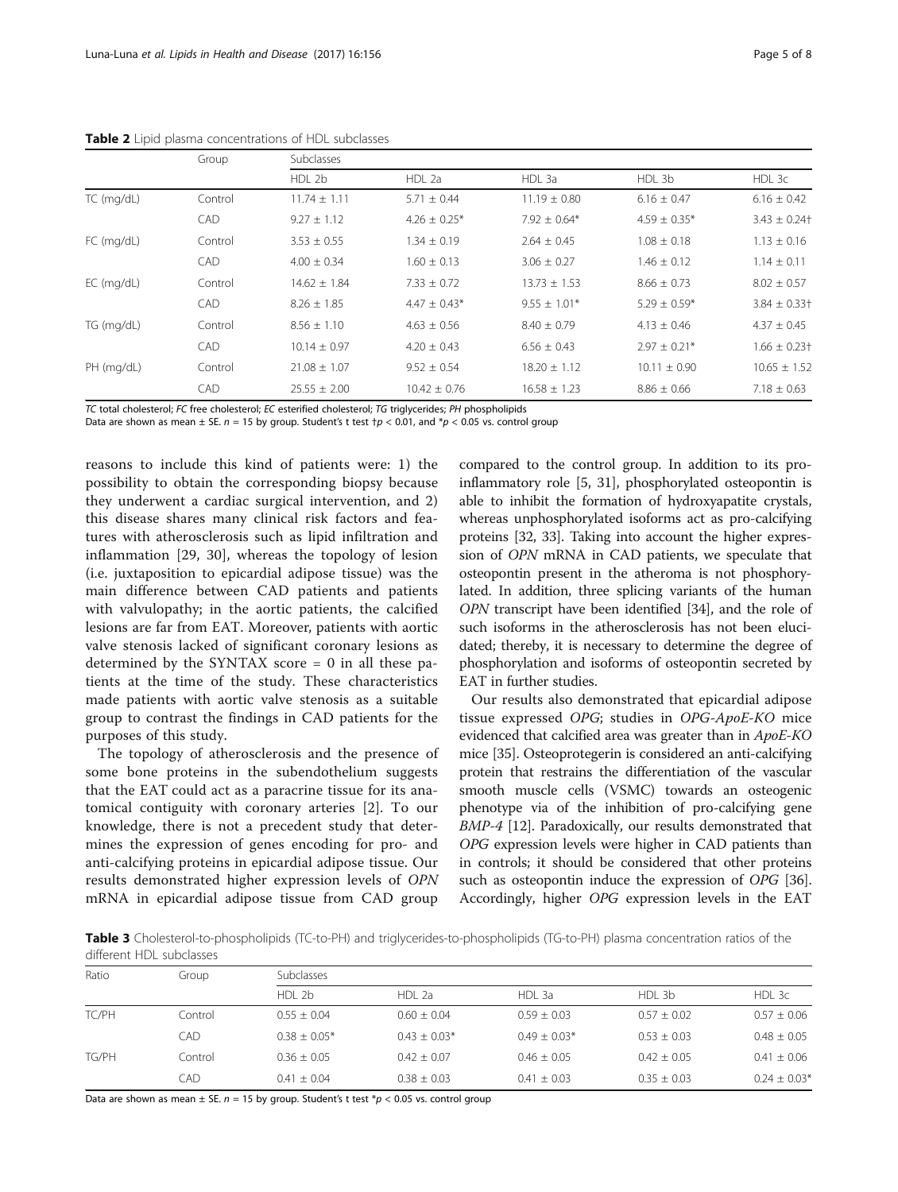**Table 2** Lipid plasma concentrations of HDL subclasses

| | Group | Subclasses | | | | |
|---|---|---|---|---|---|---|
| | | HDL 2b | HDL 2a | HDL 3a | HDL 3b | HDL 3c |
| TC (mg/dL) | Control | 11.74 ± 1.11 | 5.71 ± 0.44 | 11.19 ± 0.80 | 6.16 ± 0.47 | 6.16 ± 0.42 |
| | CAD | 9.27 ± 1.12 | 4.26 ± 0.25* | 7.92 ± 0.64* | 4.59 ± 0.35* | 3.43 ± 0.24† |
| FC (mg/dL) | Control | 3.53 ± 0.55 | 1.34 ± 0.19 | 2.64 ± 0.45 | 1.08 ± 0.18 | 1.13 ± 0.16 |
| | CAD | 4.00 ± 0.34 | 1.60 ± 0.13 | 3.06 ± 0.27 | 1.46 ± 0.12 | 1.14 ± 0.11 |
| EC (mg/dL) | Control | 14.62 ± 1.84 | 7.33 ± 0.72 | 13.73 ± 1.53 | 8.66 ± 0.73 | 8.02 ± 0.57 |
| | CAD | 8.26 ± 1.85 | 4.47 ± 0.43* | 9.55 ± 1.01* | 5.29 ± 0.59* | 3.84 ± 0.33† |
| TG (mg/dL) | Control | 8.56 ± 1.10 | 4.63 ± 0.56 | 8.40 ± 0.79 | 4.13 ± 0.46 | 4.37 ± 0.45 |
| | CAD | 10.14 ± 0.97 | 4.20 ± 0.43 | 6.56 ± 0.43 | 2.97 ± 0.21* | 1.66 ± 0.23† |
| PH (mg/dL) | Control | 21.08 ± 1.07 | 9.52 ± 0.54 | 18.20 ± 1.12 | 10.11 ± 0.90 | 10.65 ± 1.52 |
| | CAD | 25.55 ± 2.00 | 10.42 ± 0.76 | 16.58 ± 1.23 | 8.86 ± 0.66 | 7.18 ± 0.63 |

*TC* total cholesterol; *FC* free cholesterol; *EC* esterified cholesterol; *TG* triglycerides; *PH* phospholipids

Data are shown as mean ± SE. $n = 15$ by group. Student's t test †$p < 0.01$, and *$p < 0.05$ vs. control group

reasons to include this kind of patients were: 1) the possibility to obtain the corresponding biopsy because they underwent a cardiac surgical intervention, and 2) this disease shares many clinical risk factors and features with atherosclerosis such as lipid infiltration and inflammation [29, 30], whereas the topology of lesion (i.e. juxtaposition to epicardial adipose tissue) was the main difference between CAD patients and patients with valvulopathy; in the aortic patients, the calcified lesions are far from EAT. Moreover, patients with aortic valve stenosis lacked of significant coronary lesions as determined by the SYNTAX score = 0 in all these patients at the time of the study. These characteristics made patients with aortic valve stenosis as a suitable group to contrast the findings in CAD patients for the purposes of this study.

The topology of atherosclerosis and the presence of some bone proteins in the subendothelium suggests that the EAT could act as a paracrine tissue for its anatomical contiguity with coronary arteries [2]. To our knowledge, there is not a precedent study that determines the expression of genes encoding for pro- and anti-calcifying proteins in epicardial adipose tissue. Our results demonstrated higher expression levels of *OPN* mRNA in epicardial adipose tissue from CAD group compared to the control group. In addition to its pro-inflammatory role [5, 31], phosphorylated osteopontin is able to inhibit the formation of hydroxyapatite crystals, whereas unphosphorylated isoforms act as pro-calcifying proteins [32, 33]. Taking into account the higher expression of *OPN* mRNA in CAD patients, we speculate that osteopontin present in the atheroma is not phosphorylated. In addition, three splicing variants of the human *OPN* transcript have been identified [34], and the role of such isoforms in the atherosclerosis has not been elucidated; thereby, it is necessary to determine the degree of phosphorylation and isoforms of osteopontin secreted by EAT in further studies.

Our results also demonstrated that epicardial adipose tissue expressed *OPG*; studies in *OPG-ApoE-KO* mice evidenced that calcified area was greater than in *ApoE-KO* mice [35]. Osteoprotegerin is considered an anti-calcifying protein that restrains the differentiation of the vascular smooth muscle cells (VSMC) towards an osteogenic phenotype via of the inhibition of pro-calcifying gene *BMP-4* [12]. Paradoxically, our results demonstrated that *OPG* expression levels were higher in CAD patients than in controls; it should be considered that other proteins such as osteopontin induce the expression of *OPG* [36]. Accordingly, higher *OPG* expression levels in the EAT

**Table 3** Cholesterol-to-phospholipids (TC-to-PH) and triglycerides-to-phospholipids (TG-to-PH) plasma concentration ratios of the different HDL subclasses

| Ratio | Group | Subclasses | | | | |
|---|---|---|---|---|---|---|
| | | HDL 2b | HDL 2a | HDL 3a | HDL 3b | HDL 3c |
| TC/PH | Control | 0.55 ± 0.04 | 0.60 ± 0.04 | 0.59 ± 0.03 | 0.57 ± 0.02 | 0.57 ± 0.06 |
| | CAD | 0.38 ± 0.05* | 0.43 ± 0.03* | 0.49 ± 0.03* | 0.53 ± 0.03 | 0.48 ± 0.05 |
| TG/PH | Control | 0.36 ± 0.05 | 0.42 ± 0.07 | 0.46 ± 0.05 | 0.42 ± 0.05 | 0.41 ± 0.06 |
| | CAD | 0.41 ± 0.04 | 0.38 ± 0.03 | 0.41 ± 0.03 | 0.35 ± 0.03 | 0.24 ± 0.03* |

Data are shown as mean ± SE. $n = 15$ by group. Student's t test *$p < 0.05$ vs. control group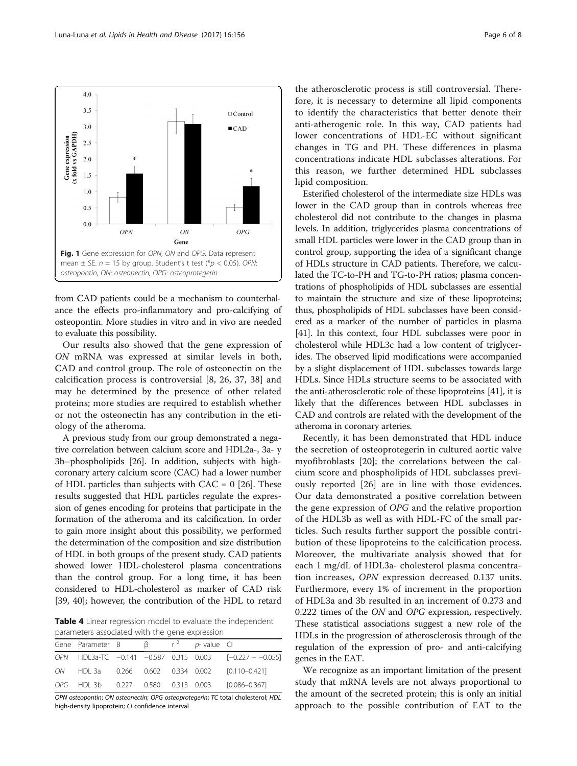Fig. 1 Gene expression for *OPN*, *ON* and *OPG*. Data represent mean ± SE. $n = 15$ by group. Student's t test (*$p < 0.05$). *OPN*: osteopontin, *ON*: osteonectin, *OPG*: osteoprotegerin

from CAD patients could be a mechanism to counterbalance the effects pro-inflammatory and pro-calcifying of osteopontin. More studies in vitro and in vivo are needed to evaluate this possibility.

Our results also showed that the gene expression of *ON* mRNA was expressed at similar levels in both, CAD and control group. The role of osteonectin on the calcification process is controversial [8, 26, 37, 38] and may be determined by the presence of other related proteins; more studies are required to establish whether or not the osteonectin has any contribution in the etiology of the atheroma.

A previous study from our group demonstrated a negative correlation between calcium score and HDL2a-, 3a- y 3b–phospholipids [26]. In addition, subjects with high-coronary artery calcium score (CAC) had a lower number of HDL particles than subjects with CAC = 0 [26]. These results suggested that HDL particles regulate the expression of genes encoding for proteins that participate in the formation of the atheroma and its calcification. In order to gain more insight about this possibility, we performed the determination of the composition and size distribution of HDL in both groups of the present study. CAD patients showed lower HDL-cholesterol plasma concentrations than the control group. For a long time, it has been considered to HDL-cholesterol as marker of CAD risk [39, 40]; however, the contribution of the HDL to retard the atherosclerotic process is still controversial. Therefore, it is necessary to determine all lipid components to identify the characteristics that better denote their anti-atherogenic role. In this way, CAD patients had lower concentrations of HDL-EC without significant changes in TG and PH. These differences in plasma concentrations indicate HDL subclasses alterations. For this reason, we further determined HDL subclasses lipid composition.

**Table 4** Linear regression model to evaluate the independent parameters associated with the gene expression

| Gene | Parameter | B | β | $r^2$ | *p*- value | CI |
|---|---|---|---|---|---|---|
| *OPN* | HDL3a-TC | −0.141 | −0.587 | 0.315 | 0.003 | [−0.227 − −0.055] |
| *ON* | HDL 3a | 0.266 | 0.602 | 0.334 | 0.002 | [0.110–0.421] |
| *OPG* | HDL 3b | 0.227 | 0.580 | 0.313 | 0.003 | [0.086–0.367] |

*OPN* osteopontin; *ON* osteonectin; *OPG* osteoprotegerin; *TC* total cholesterol; *HDL* high-density lipoprotein; *CI* confidence interval

Esterified cholesterol of the intermediate size HDLs was lower in the CAD group than in controls whereas free cholesterol did not contribute to the changes in plasma levels. In addition, triglycerides plasma concentrations of small HDL particles were lower in the CAD group than in control group, supporting the idea of a significant change of HDLs structure in CAD patients. Therefore, we calculated the TC-to-PH and TG-to-PH ratios; plasma concentrations of phospholipids of HDL subclasses are essential to maintain the structure and size of these lipoproteins; thus, phospholipids of HDL subclasses have been considered as a marker of the number of particles in plasma [41]. In this context, four HDL subclasses were poor in cholesterol while HDL3c had a low content of triglycerides. The observed lipid modifications were accompanied by a slight displacement of HDL subclasses towards large HDLs. Since HDLs structure seems to be associated with the anti-atherosclerotic role of these lipoproteins [41], it is likely that the differences between HDL subclasses in CAD and controls are related with the development of the atheroma in coronary arteries.

Recently, it has been demonstrated that HDL induce the secretion of osteoprotegerin in cultured aortic valve myofibroblasts [20]; the correlations between the calcium score and phospholipids of HDL subclasses previously reported [26] are in line with those evidences. Our data demonstrated a positive correlation between the gene expression of *OPG* and the relative proportion of the HDL3b as well as with HDL-FC of the small particles. Such results further support the possible contribution of these lipoproteins to the calcification process. Moreover, the multivariate analysis showed that for each 1 mg/dL of HDL3a- cholesterol plasma concentration increases, *OPN* expression decreased 0.137 units. Furthermore, every 1% of increment in the proportion of HDL3a and 3b resulted in an increment of 0.273 and 0.222 times of the *ON* and *OPG* expression, respectively. These statistical associations suggest a new role of the HDLs in the progression of atherosclerosis through of the regulation of the expression of pro- and anti-calcifying genes in the EAT.

We recognize as an important limitation of the present study that mRNA levels are not always proportional to the amount of the secreted protein; this is only an initial approach to the possible contribution of EAT to the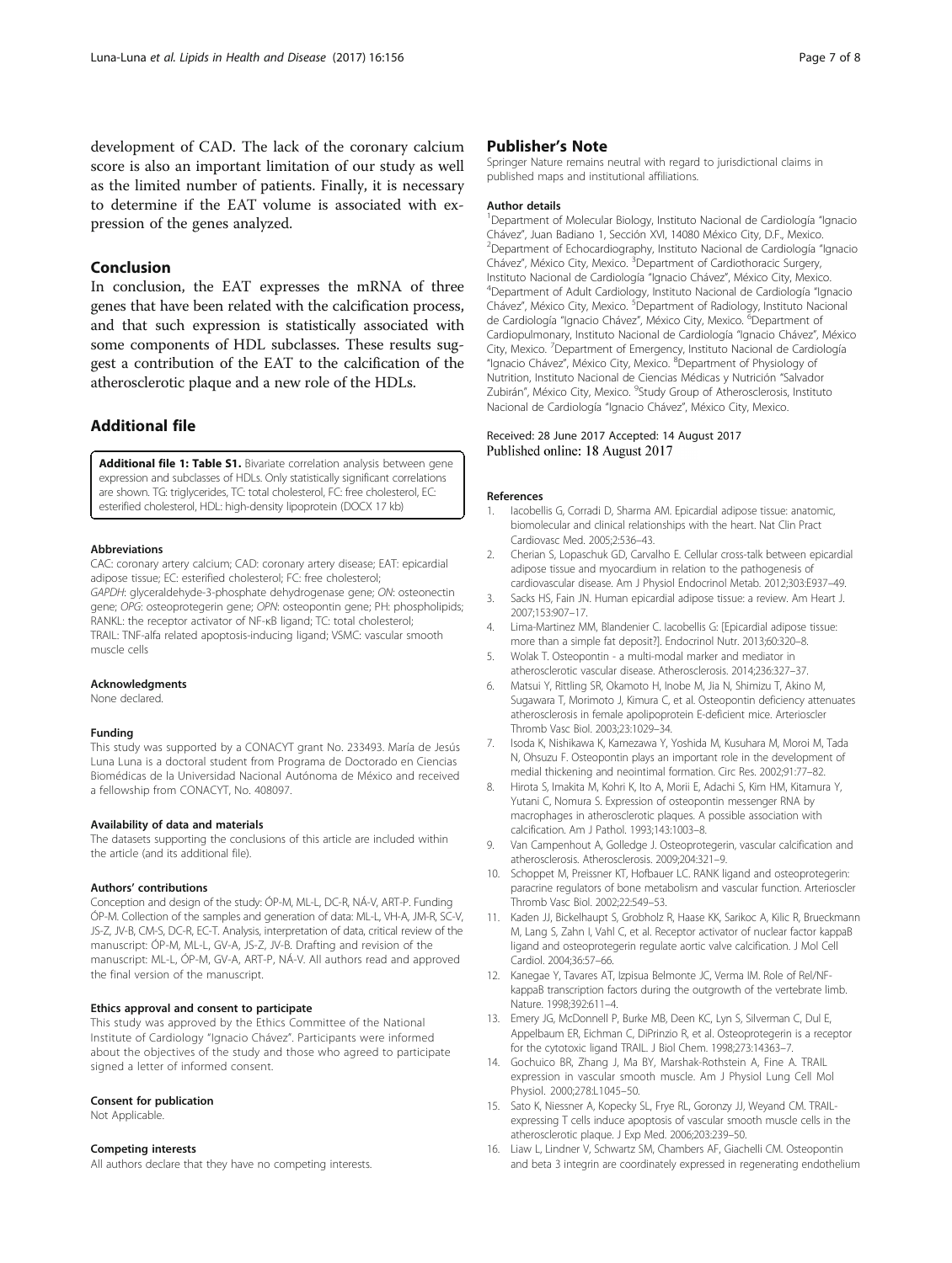development of CAD. The lack of the coronary calcium score is also an important limitation of our study as well as the limited number of patients. Finally, it is necessary to determine if the EAT volume is associated with expression of the genes analyzed.

## Conclusion

In conclusion, the EAT expresses the mRNA of three genes that have been related with the calcification process, and that such expression is statistically associated with some components of HDL subclasses. These results suggest a contribution of the EAT to the calcification of the atherosclerotic plaque and a new role of the HDLs.

## Additional file

**Additional file 1: Table S1.** Bivariate correlation analysis between gene expression and subclasses of HDLs. Only statistically significant correlations are shown. TG: triglycerides, TC: total cholesterol, FC: free cholesterol, EC: esterified cholesterol, HDL: high-density lipoprotein (DOCX 17 kb)

#### Abbreviations

CAC: coronary artery calcium; CAD: coronary artery disease; EAT: epicardial adipose tissue; EC: esterified cholesterol; FC: free cholesterol; *GAPDH*: glyceraldehyde-3-phosphate dehydrogenase gene; *ON*: osteonectin gene; *OPG*: osteoprotegerin gene; *OPN*: osteopontin gene; PH: phospholipids; RANKL: the receptor activator of NF-κB ligand; TC: total cholesterol; TRAIL: TNF-alfa related apoptosis-inducing ligand; VSMC: vascular smooth muscle cells

#### Acknowledgments

None declared.

#### Funding

This study was supported by a CONACYT grant No. 233493. María de Jesús Luna Luna is a doctoral student from Programa de Doctorado en Ciencias Biomédicas de la Universidad Nacional Autónoma de México and received a fellowship from CONACYT, No. 408097.

#### Availability of data and materials

The datasets supporting the conclusions of this article are included within the article (and its additional file).

#### Authors' contributions

Conception and design of the study: ÓP-M, ML-L, DC-R, NÁ-V, ART-P. Funding ÓP-M. Collection of the samples and generation of data: ML-L, VH-A, JM-R, SC-V, JS-Z, JV-B, CM-S, DC-R, EC-T. Analysis, interpretation of data, critical review of the manuscript: ÓP-M, ML-L, GV-A, JS-Z, JV-B. Drafting and revision of the manuscript: ML-L, ÓP-M, GV-A, ART-P, NÁ-V. All authors read and approved the final version of the manuscript.

#### Ethics approval and consent to participate

This study was approved by the Ethics Committee of the National Institute of Cardiology "Ignacio Chávez". Participants were informed about the objectives of the study and those who agreed to participate signed a letter of informed consent.

#### Consent for publication

Not Applicable.

#### Competing interests

All authors declare that they have no competing interests.

## Publisher's Note

Springer Nature remains neutral with regard to jurisdictional claims in published maps and institutional affiliations.

#### Author details

[1]Department of Molecular Biology, Instituto Nacional de Cardiología "Ignacio Chávez", Juan Badiano 1, Sección XVI, 14080 México City, D.F., Mexico. [2]Department of Echocardiography, Instituto Nacional de Cardiología "Ignacio Chávez", México City, Mexico. [3]Department of Cardiothoracic Surgery, Instituto Nacional de Cardiología "Ignacio Chávez", México City, Mexico. [4]Department of Adult Cardiology, Instituto Nacional de Cardiología "Ignacio Chávez", México City, Mexico. [5]Department of Radiology, Instituto Nacional de Cardiología "Ignacio Chávez", México City, Mexico. [6]Department of Cardiopulmonary, Instituto Nacional de Cardiología "Ignacio Chávez", México City, Mexico. [7]Department of Emergency, Instituto Nacional de Cardiología "Ignacio Chávez", México City, Mexico. [8]Department of Physiology of Nutrition, Instituto Nacional de Ciencias Médicas y Nutrición "Salvador Zubirán", México City, Mexico. [9]Study Group of Atherosclerosis, Instituto Nacional de Cardiología "Ignacio Chávez", México City, Mexico.

Received: 28 June 2017 Accepted: 14 August 2017
Published online: 18 August 2017

#### References

1. Iacobellis G, Corradi D, Sharma AM. Epicardial adipose tissue: anatomic, biomolecular and clinical relationships with the heart. Nat Clin Pract Cardiovasc Med. 2005;2:536–43.
2. Cherian S, Lopaschuk GD, Carvalho E. Cellular cross-talk between epicardial adipose tissue and myocardium in relation to the pathogenesis of cardiovascular disease. Am J Physiol Endocrinol Metab. 2012;303:E937–49.
3. Sacks HS, Fain JN. Human epicardial adipose tissue: a review. Am Heart J. 2007;153:907–17.
4. Lima-Martinez MM, Blandenier C. Iacobellis G: [Epicardial adipose tissue: more than a simple fat deposit?]. Endocrinol Nutr. 2013;60:320–8.
5. Wolak T. Osteopontin - a multi-modal marker and mediator in atherosclerotic vascular disease. Atherosclerosis. 2014;236:327–37.
6. Matsui Y, Rittling SR, Okamoto H, Inobe M, Jia N, Shimizu T, Akino M, Sugawara T, Morimoto J, Kimura C, et al. Osteopontin deficiency attenuates atherosclerosis in female apolipoprotein E-deficient mice. Arterioscler Thromb Vasc Biol. 2003;23:1029–34.
7. Isoda K, Nishikawa K, Kamezawa Y, Yoshida M, Kusuhara M, Moroi M, Tada N, Ohsuzu F. Osteopontin plays an important role in the development of medial thickening and neointimal formation. Circ Res. 2002;91:77–82.
8. Hirota S, Imakita M, Kohri K, Ito A, Morii E, Adachi S, Kim HM, Kitamura Y, Yutani C, Nomura S. Expression of osteopontin messenger RNA by macrophages in atherosclerotic plaques. A possible association with calcification. Am J Pathol. 1993;143:1003–8.
9. Van Campenhout A, Golledge J. Osteoprotegerin, vascular calcification and atherosclerosis. Atherosclerosis. 2009;204:321–9.
10. Schoppet M, Preissner KT, Hofbauer LC. RANK ligand and osteoprotegerin: paracrine regulators of bone metabolism and vascular function. Arterioscler Thromb Vasc Biol. 2002;22:549–53.
11. Kaden JJ, Bickelhaupt S, Grobholz R, Haase KK, Sarikoc A, Kilic R, Brueckmann M, Lang S, Zahn I, Vahl C, et al. Receptor activator of nuclear factor kappaB ligand and osteoprotegerin regulate aortic valve calcification. J Mol Cell Cardiol. 2004;36:57–66.
12. Kanegae Y, Tavares AT, Izpisua Belmonte JC, Verma IM. Role of Rel/NF-kappaB transcription factors during the outgrowth of the vertebrate limb. Nature. 1998;392:611–4.
13. Emery JG, McDonnell P, Burke MB, Deen KC, Lyn S, Silverman C, Dul E, Appelbaum ER, Eichman C, DiPrinzio R, et al. Osteoprotegerin is a receptor for the cytotoxic ligand TRAIL. J Biol Chem. 1998;273:14363–7.
14. Gochuico BR, Zhang J, Ma BY, Marshak-Rothstein A, Fine A. TRAIL expression in vascular smooth muscle. Am J Physiol Lung Cell Mol Physiol. 2000;278:L1045–50.
15. Sato K, Niessner A, Kopecky SL, Frye RL, Goronzy JJ, Weyand CM. TRAIL-expressing T cells induce apoptosis of vascular smooth muscle cells in the atherosclerotic plaque. J Exp Med. 2006;203:239–50.
16. Liaw L, Lindner V, Schwartz SM, Chambers AF, Giachelli CM. Osteopontin and beta 3 integrin are coordinately expressed in regenerating endothelium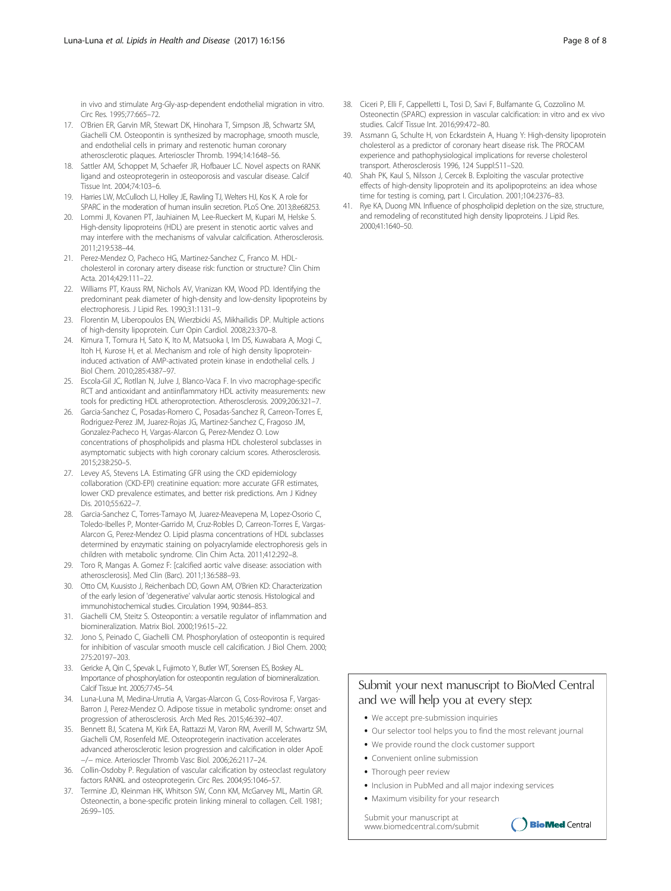in vivo and stimulate Arg-Gly-asp-dependent endothelial migration in vitro. Circ Res. 1995;77:665–72.

17. O'Brien ER, Garvin MR, Stewart DK, Hinohara T, Simpson JB, Schwartz SM, Giachelli CM. Osteopontin is synthesized by macrophage, smooth muscle, and endothelial cells in primary and restenotic human coronary atherosclerotic plaques. Arterioscler Thromb. 1994;14:1648–56.
18. Sattler AM, Schoppet M, Schaefer JR, Hofbauer LC. Novel aspects on RANK ligand and osteoprotegerin in osteoporosis and vascular disease. Calcif Tissue Int. 2004;74:103–6.
19. Harries LW, McCulloch LJ, Holley JE, Rawling TJ, Welters HJ, Kos K. A role for SPARC in the moderation of human insulin secretion. PLoS One. 2013;8:e68253.
20. Lommi JI, Kovanen PT, Jauhiainen M, Lee-Rueckert M, Kupari M, Helske S. High-density lipoproteins (HDL) are present in stenotic aortic valves and may interfere with the mechanisms of valvular calcification. Atherosclerosis. 2011;219:538–44.
21. Perez-Mendez O, Pacheco HG, Martinez-Sanchez C, Franco M. HDL-cholesterol in coronary artery disease risk: function or structure? Clin Chim Acta. 2014;429:111–22.
22. Williams PT, Krauss RM, Nichols AV, Vranizan KM, Wood PD. Identifying the predominant peak diameter of high-density and low-density lipoproteins by electrophoresis. J Lipid Res. 1990;31:1131–9.
23. Florentin M, Liberopoulos EN, Wierzbicki AS, Mikhailidis DP. Multiple actions of high-density lipoprotein. Curr Opin Cardiol. 2008;23:370–8.
24. Kimura T, Tomura H, Sato K, Ito M, Matsuoka I, Im DS, Kuwabara A, Mogi C, Itoh H, Kurose H, et al. Mechanism and role of high density lipoprotein-induced activation of AMP-activated protein kinase in endothelial cells. J Biol Chem. 2010;285:4387–97.
25. Escola-Gil JC, Rotllan N, Julve J, Blanco-Vaca F. In vivo macrophage-specific RCT and antioxidant and antiinflammatory HDL activity measurements: new tools for predicting HDL atheroprotection. Atherosclerosis. 2009;206:321–7.
26. Garcia-Sanchez C, Posadas-Romero C, Posadas-Sanchez R, Carreon-Torres E, Rodriguez-Perez JM, Juarez-Rojas JG, Martinez-Sanchez C, Fragoso JM, Gonzalez-Pacheco H, Vargas-Alarcon G, Perez-Mendez O. Low concentrations of phospholipids and plasma HDL cholesterol subclasses in asymptomatic subjects with high coronary calcium scores. Atherosclerosis. 2015;238:250–5.
27. Levey AS, Stevens LA. Estimating GFR using the CKD epidemiology collaboration (CKD-EPI) creatinine equation: more accurate GFR estimates, lower CKD prevalence estimates, and better risk predictions. Am J Kidney Dis. 2010;55:622–7.
28. Garcia-Sanchez C, Torres-Tamayo M, Juarez-Meavepena M, Lopez-Osorio C, Toledo-Ibelles P, Monter-Garrido M, Cruz-Robles D, Carreon-Torres E, Vargas-Alarcon G, Perez-Mendez O. Lipid plasma concentrations of HDL subclasses determined by enzymatic staining on polyacrylamide electrophoresis gels in children with metabolic syndrome. Clin Chim Acta. 2011;412:292–8.
29. Toro R, Mangas A. Gomez F: [calcified aortic valve disease: association with atherosclerosis]. Med Clin (Barc). 2011;136:588–93.
30. Otto CM, Kuusisto J, Reichenbach DD, Gown AM, O'Brien KD: Characterization of the early lesion of 'degenerative' valvular aortic stenosis. Histological and immunohistochemical studies. Circulation 1994, 90:844–853.
31. Giachelli CM, Steitz S. Osteopontin: a versatile regulator of inflammation and biomineralization. Matrix Biol. 2000;19:615–22.
32. Jono S, Peinado C, Giachelli CM. Phosphorylation of osteopontin is required for inhibition of vascular smooth muscle cell calcification. J Biol Chem. 2000; 275:20197–203.
33. Gericke A, Qin C, Spevak L, Fujimoto Y, Butler WT, Sorensen ES, Boskey AL. Importance of phosphorylation for osteopontin regulation of biomineralization. Calcif Tissue Int. 2005;77:45–54.
34. Luna-Luna M, Medina-Urrutia A, Vargas-Alarcon G, Coss-Rovirosa F, Vargas-Barron J, Perez-Mendez O. Adipose tissue in metabolic syndrome: onset and progression of atherosclerosis. Arch Med Res. 2015;46:392–407.
35. Bennett BJ, Scatena M, Kirk EA, Rattazzi M, Varon RM, Averill M, Schwartz SM, Giachelli CM, Rosenfeld ME. Osteoprotegerin inactivation accelerates advanced atherosclerotic lesion progression and calcification in older ApoE −/− mice. Arterioscler Thromb Vasc Biol. 2006;26:2117–24.
36. Collin-Osdoby P. Regulation of vascular calcification by osteoclast regulatory factors RANKL and osteoprotegerin. Circ Res. 2004;95:1046–57.
37. Termine JD, Kleinman HK, Whitson SW, Conn KM, McGarvey ML, Martin GR. Osteonectin, a bone-specific protein linking mineral to collagen. Cell. 1981; 26:99–105.
38. Ciceri P, Elli F, Cappelletti L, Tosi D, Savi F, Bulfamante G, Cozzolino M. Osteonectin (SPARC) expression in vascular calcification: in vitro and ex vivo studies. Calcif Tissue Int. 2016;99:472–80.
39. Assmann G, Schulte H, von Eckardstein A, Huang Y: High-density lipoprotein cholesterol as a predictor of coronary heart disease risk. The PROCAM experience and pathophysiological implications for reverse cholesterol transport. Atherosclerosis 1996, 124 Suppl:S11–S20.
40. Shah PK, Kaul S, Nilsson J, Cercek B. Exploiting the vascular protective effects of high-density lipoprotein and its apolipoproteins: an idea whose time for testing is coming, part I. Circulation. 2001;104:2376–83.
41. Rye KA, Duong MN. Influence of phospholipid depletion on the size, structure, and remodeling of reconstituted high density lipoproteins. J Lipid Res. 2000;41:1640–50.

Submit your next manuscript to BioMed Central and we will help you at every step:

- We accept pre-submission inquiries
- Our selector tool helps you to find the most relevant journal
- We provide round the clock customer support
- Convenient online submission
- Thorough peer review
- Inclusion in PubMed and all major indexing services
- Maximum visibility for your research

Submit your manuscript at www.biomedcentral.com/submit

BioMed Central